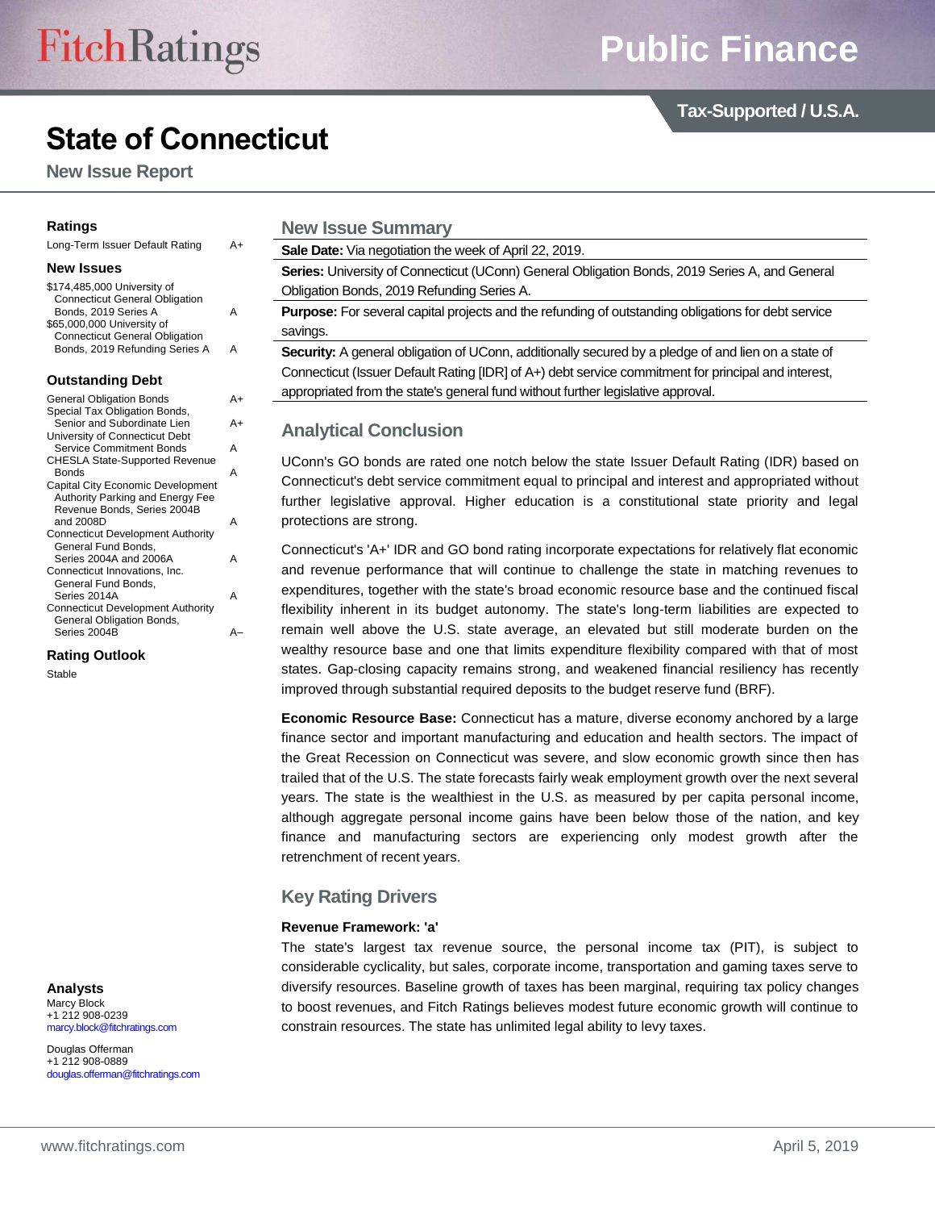# State of Connecticut

## New Issue Report

Tax-Supported / U.S.A.

### Ratings

| | |
|---|---|
| Long-Term Issuer Default Rating | A+ |

### New Issues

| | |
|---|---|
| $174,485,000 University of Connecticut General Obligation Bonds, 2019 Series A | A |
| $65,000,000 University of Connecticut General Obligation Bonds, 2019 Refunding Series A | A |

### Outstanding Debt

| | |
|---|---|
| General Obligation Bonds | A+ |
| Special Tax Obligation Bonds, Senior and Subordinate Lien | A+ |
| University of Connecticut Debt Service Commitment Bonds | A |
| CHESLA State-Supported Revenue Bonds | A |
| Capital City Economic Development Authority Parking and Energy Fee Revenue Bonds, Series 2004B and 2008D | A |
| Connecticut Development Authority General Fund Bonds, Series 2004A and 2006A | A |
| Connecticut Innovations, Inc. General Fund Bonds, Series 2014A | A |
| Connecticut Development Authority General Obligation Bonds, Series 2004B | A– |

### Rating Outlook

Stable

### Analysts

Marcy Block
+1 212 908-0239
marcy.block@fitchratings.com

Douglas Offerman
+1 212 908-0889
douglas.offerman@fitchratings.com

## New Issue Summary

**Sale Date:** Via negotiation the week of April 22, 2019.

**Series:** University of Connecticut (UConn) General Obligation Bonds, 2019 Series A, and General Obligation Bonds, 2019 Refunding Series A.

**Purpose:** For several capital projects and the refunding of outstanding obligations for debt service savings.

**Security:** A general obligation of UConn, additionally secured by a pledge of and lien on a state of Connecticut (Issuer Default Rating [IDR] of A+) debt service commitment for principal and interest, appropriated from the state's general fund without further legislative approval.

## Analytical Conclusion

UConn's GO bonds are rated one notch below the state Issuer Default Rating (IDR) based on Connecticut's debt service commitment equal to principal and interest and appropriated without further legislative approval. Higher education is a constitutional state priority and legal protections are strong.

Connecticut's 'A+' IDR and GO bond rating incorporate expectations for relatively flat economic and revenue performance that will continue to challenge the state in matching revenues to expenditures, together with the state's broad economic resource base and the continued fiscal flexibility inherent in its budget autonomy. The state's long-term liabilities are expected to remain well above the U.S. state average, an elevated but still moderate burden on the wealthy resource base and one that limits expenditure flexibility compared with that of most states. Gap-closing capacity remains strong, and weakened financial resiliency has recently improved through substantial required deposits to the budget reserve fund (BRF).

**Economic Resource Base:** Connecticut has a mature, diverse economy anchored by a large finance sector and important manufacturing and education and health sectors. The impact of the Great Recession on Connecticut was severe, and slow economic growth since then has trailed that of the U.S. The state forecasts fairly weak employment growth over the next several years. The state is the wealthiest in the U.S. as measured by per capita personal income, although aggregate personal income gains have been below those of the nation, and key finance and manufacturing sectors are experiencing only modest growth after the retrenchment of recent years.

## Key Rating Drivers

**Revenue Framework: 'a'**

The state's largest tax revenue source, the personal income tax (PIT), is subject to considerable cyclicality, but sales, corporate income, transportation and gaming taxes serve to diversify resources. Baseline growth of taxes has been marginal, requiring tax policy changes to boost revenues, and Fitch Ratings believes modest future economic growth will continue to constrain resources. The state has unlimited legal ability to levy taxes.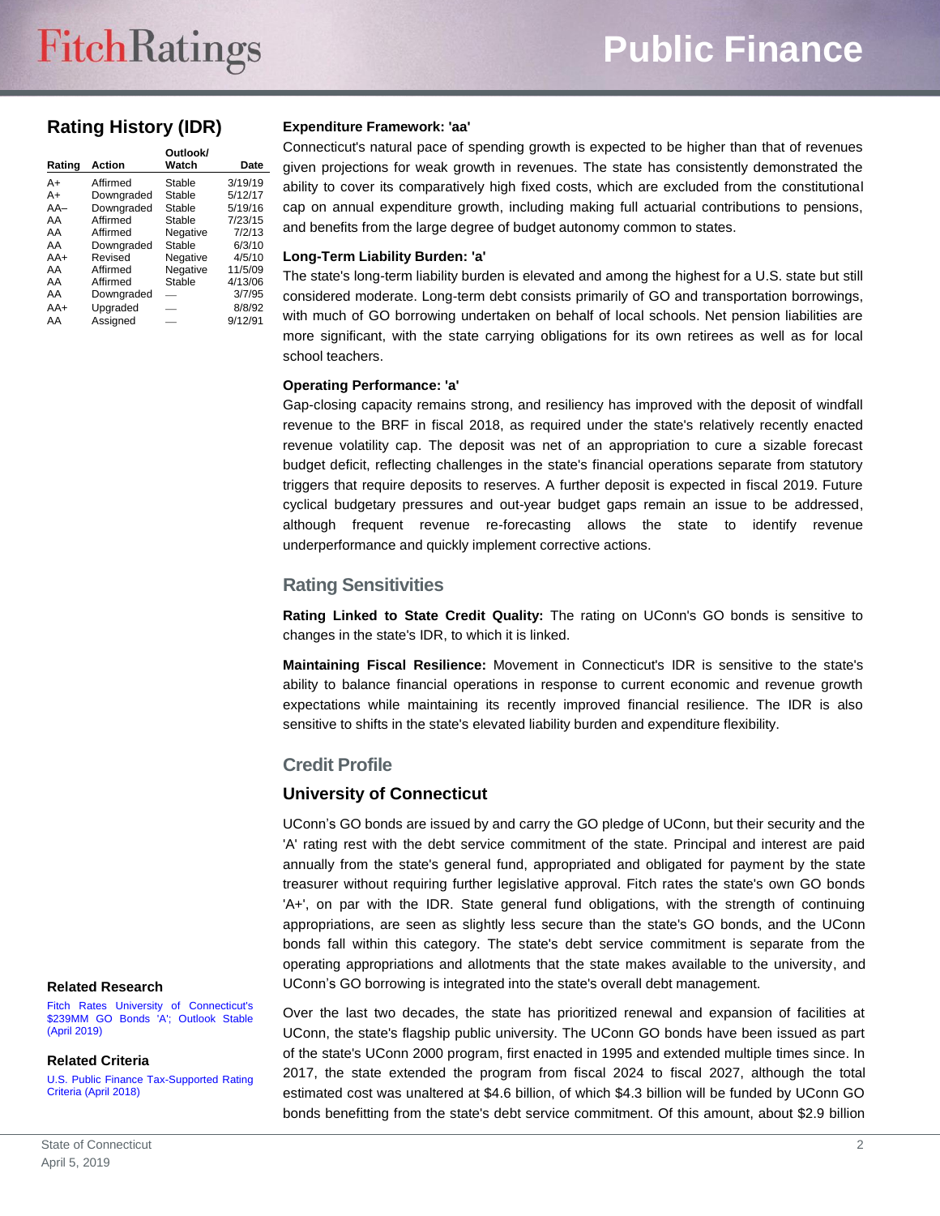## Rating History (IDR)

| Rating | Action | Outlook/ Watch | Date |
|---|---|---|---|
| A+ | Affirmed | Stable | 3/19/19 |
| A+ | Downgraded | Stable | 5/12/17 |
| AA– | Downgraded | Stable | 5/19/16 |
| AA | Affirmed | Stable | 7/23/15 |
| AA | Affirmed | Negative | 7/2/13 |
| AA | Downgraded | Stable | 6/3/10 |
| AA+ | Revised | Negative | 4/5/10 |
| AA | Affirmed | Negative | 11/5/09 |
| AA | Affirmed | Stable | 4/13/06 |
| AA | Downgraded | — | 3/7/95 |
| AA+ | Upgraded | — | 8/8/92 |
| AA | Assigned | — | 9/12/91 |

### Related Research

Fitch Rates University of Connecticut's $239MM GO Bonds 'A'; Outlook Stable (April 2019)

### Related Criteria

U.S. Public Finance Tax-Supported Rating Criteria (April 2018)

**Expenditure Framework: 'aa'**

Connecticut's natural pace of spending growth is expected to be higher than that of revenues given projections for weak growth in revenues. The state has consistently demonstrated the ability to cover its comparatively high fixed costs, which are excluded from the constitutional cap on annual expenditure growth, including making full actuarial contributions to pensions, and benefits from the large degree of budget autonomy common to states.

**Long-Term Liability Burden: 'a'**

The state's long-term liability burden is elevated and among the highest for a U.S. state but still considered moderate. Long-term debt consists primarily of GO and transportation borrowings, with much of GO borrowing undertaken on behalf of local schools. Net pension liabilities are more significant, with the state carrying obligations for its own retirees as well as for local school teachers.

**Operating Performance: 'a'**

Gap-closing capacity remains strong, and resiliency has improved with the deposit of windfall revenue to the BRF in fiscal 2018, as required under the state's relatively recently enacted revenue volatility cap. The deposit was net of an appropriation to cure a sizable forecast budget deficit, reflecting challenges in the state's financial operations separate from statutory triggers that require deposits to reserves. A further deposit is expected in fiscal 2019. Future cyclical budgetary pressures and out-year budget gaps remain an issue to be addressed, although frequent revenue re-forecasting allows the state to identify revenue underperformance and quickly implement corrective actions.

## Rating Sensitivities

**Rating Linked to State Credit Quality:** The rating on UConn's GO bonds is sensitive to changes in the state's IDR, to which it is linked.

**Maintaining Fiscal Resilience:** Movement in Connecticut's IDR is sensitive to the state's ability to balance financial operations in response to current economic and revenue growth expectations while maintaining its recently improved financial resilience. The IDR is also sensitive to shifts in the state's elevated liability burden and expenditure flexibility.

## Credit Profile

### University of Connecticut

UConn's GO bonds are issued by and carry the GO pledge of UConn, but their security and the 'A' rating rest with the debt service commitment of the state. Principal and interest are paid annually from the state's general fund, appropriated and obligated for payment by the state treasurer without requiring further legislative approval. Fitch rates the state's own GO bonds 'A+', on par with the IDR. State general fund obligations, with the strength of continuing appropriations, are seen as slightly less secure than the state's GO bonds, and the UConn bonds fall within this category. The state's debt service commitment is separate from the operating appropriations and allotments that the state makes available to the university, and UConn's GO borrowing is integrated into the state's overall debt management.

Over the last two decades, the state has prioritized renewal and expansion of facilities at UConn, the state's flagship public university. The UConn GO bonds have been issued as part of the state's UConn 2000 program, first enacted in 1995 and extended multiple times since. In 2017, the state extended the program from fiscal 2024 to fiscal 2027, although the total estimated cost was unaltered at $4.6 billion, of which $4.3 billion will be funded by UConn GO bonds benefitting from the state's debt service commitment. Of this amount, about $2.9 billion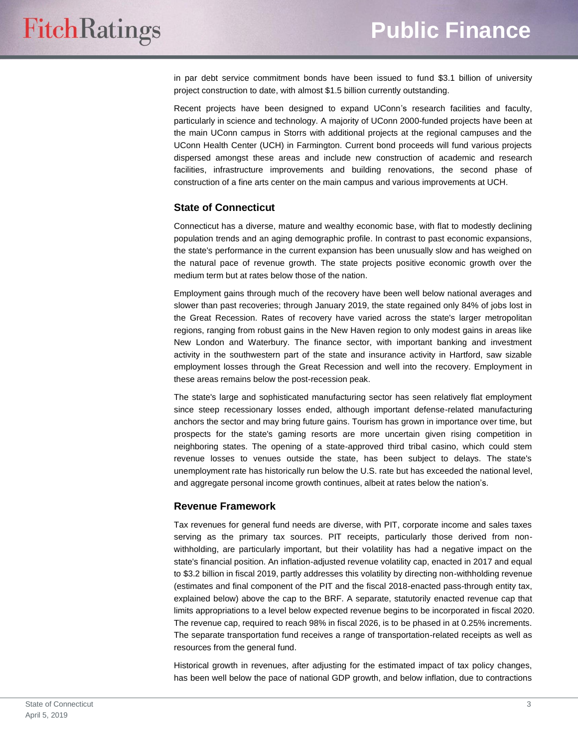in par debt service commitment bonds have been issued to fund $3.1 billion of university project construction to date, with almost $1.5 billion currently outstanding.

Recent projects have been designed to expand UConn's research facilities and faculty, particularly in science and technology. A majority of UConn 2000-funded projects have been at the main UConn campus in Storrs with additional projects at the regional campuses and the UConn Health Center (UCH) in Farmington. Current bond proceeds will fund various projects dispersed amongst these areas and include new construction of academic and research facilities, infrastructure improvements and building renovations, the second phase of construction of a fine arts center on the main campus and various improvements at UCH.

## State of Connecticut

Connecticut has a diverse, mature and wealthy economic base, with flat to modestly declining population trends and an aging demographic profile. In contrast to past economic expansions, the state's performance in the current expansion has been unusually slow and has weighed on the natural pace of revenue growth. The state projects positive economic growth over the medium term but at rates below those of the nation.

Employment gains through much of the recovery have been well below national averages and slower than past recoveries; through January 2019, the state regained only 84% of jobs lost in the Great Recession. Rates of recovery have varied across the state's larger metropolitan regions, ranging from robust gains in the New Haven region to only modest gains in areas like New London and Waterbury. The finance sector, with important banking and investment activity in the southwestern part of the state and insurance activity in Hartford, saw sizable employment losses through the Great Recession and well into the recovery. Employment in these areas remains below the post-recession peak.

The state's large and sophisticated manufacturing sector has seen relatively flat employment since steep recessionary losses ended, although important defense-related manufacturing anchors the sector and may bring future gains. Tourism has grown in importance over time, but prospects for the state's gaming resorts are more uncertain given rising competition in neighboring states. The opening of a state-approved third tribal casino, which could stem revenue losses to venues outside the state, has been subject to delays. The state's unemployment rate has historically run below the U.S. rate but has exceeded the national level, and aggregate personal income growth continues, albeit at rates below the nation's.

## Revenue Framework

Tax revenues for general fund needs are diverse, with PIT, corporate income and sales taxes serving as the primary tax sources. PIT receipts, particularly those derived from non-withholding, are particularly important, but their volatility has had a negative impact on the state's financial position. An inflation-adjusted revenue volatility cap, enacted in 2017 and equal to $3.2 billion in fiscal 2019, partly addresses this volatility by directing non-withholding revenue (estimates and final component of the PIT and the fiscal 2018-enacted pass-through entity tax, explained below) above the cap to the BRF. A separate, statutorily enacted revenue cap that limits appropriations to a level below expected revenue begins to be incorporated in fiscal 2020. The revenue cap, required to reach 98% in fiscal 2026, is to be phased in at 0.25% increments. The separate transportation fund receives a range of transportation-related receipts as well as resources from the general fund.

Historical growth in revenues, after adjusting for the estimated impact of tax policy changes, has been well below the pace of national GDP growth, and below inflation, due to contractions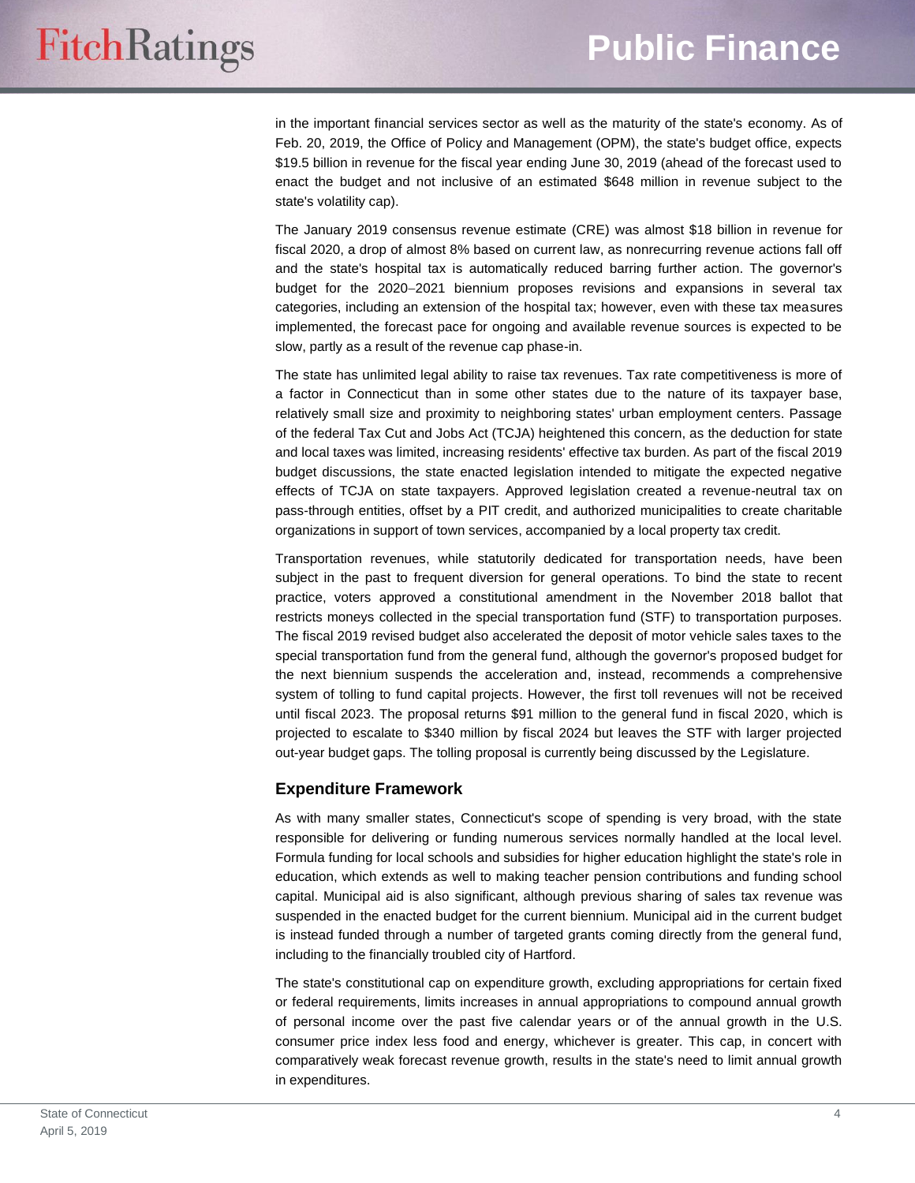in the important financial services sector as well as the maturity of the state's economy. As of Feb. 20, 2019, the Office of Policy and Management (OPM), the state's budget office, expects $19.5 billion in revenue for the fiscal year ending June 30, 2019 (ahead of the forecast used to enact the budget and not inclusive of an estimated $648 million in revenue subject to the state's volatility cap).

The January 2019 consensus revenue estimate (CRE) was almost $18 billion in revenue for fiscal 2020, a drop of almost 8% based on current law, as nonrecurring revenue actions fall off and the state's hospital tax is automatically reduced barring further action. The governor's budget for the 2020–2021 biennium proposes revisions and expansions in several tax categories, including an extension of the hospital tax; however, even with these tax measures implemented, the forecast pace for ongoing and available revenue sources is expected to be slow, partly as a result of the revenue cap phase-in.

The state has unlimited legal ability to raise tax revenues. Tax rate competitiveness is more of a factor in Connecticut than in some other states due to the nature of its taxpayer base, relatively small size and proximity to neighboring states' urban employment centers. Passage of the federal Tax Cut and Jobs Act (TCJA) heightened this concern, as the deduction for state and local taxes was limited, increasing residents' effective tax burden. As part of the fiscal 2019 budget discussions, the state enacted legislation intended to mitigate the expected negative effects of TCJA on state taxpayers. Approved legislation created a revenue-neutral tax on pass-through entities, offset by a PIT credit, and authorized municipalities to create charitable organizations in support of town services, accompanied by a local property tax credit.

Transportation revenues, while statutorily dedicated for transportation needs, have been subject in the past to frequent diversion for general operations. To bind the state to recent practice, voters approved a constitutional amendment in the November 2018 ballot that restricts moneys collected in the special transportation fund (STF) to transportation purposes. The fiscal 2019 revised budget also accelerated the deposit of motor vehicle sales taxes to the special transportation fund from the general fund, although the governor's proposed budget for the next biennium suspends the acceleration and, instead, recommends a comprehensive system of tolling to fund capital projects. However, the first toll revenues will not be received until fiscal 2023. The proposal returns $91 million to the general fund in fiscal 2020, which is projected to escalate to $340 million by fiscal 2024 but leaves the STF with larger projected out-year budget gaps. The tolling proposal is currently being discussed by the Legislature.

### Expenditure Framework

As with many smaller states, Connecticut's scope of spending is very broad, with the state responsible for delivering or funding numerous services normally handled at the local level. Formula funding for local schools and subsidies for higher education highlight the state's role in education, which extends as well to making teacher pension contributions and funding school capital. Municipal aid is also significant, although previous sharing of sales tax revenue was suspended in the enacted budget for the current biennium. Municipal aid in the current budget is instead funded through a number of targeted grants coming directly from the general fund, including to the financially troubled city of Hartford.

The state's constitutional cap on expenditure growth, excluding appropriations for certain fixed or federal requirements, limits increases in annual appropriations to compound annual growth of personal income over the past five calendar years or of the annual growth in the U.S. consumer price index less food and energy, whichever is greater. This cap, in concert with comparatively weak forecast revenue growth, results in the state's need to limit annual growth in expenditures.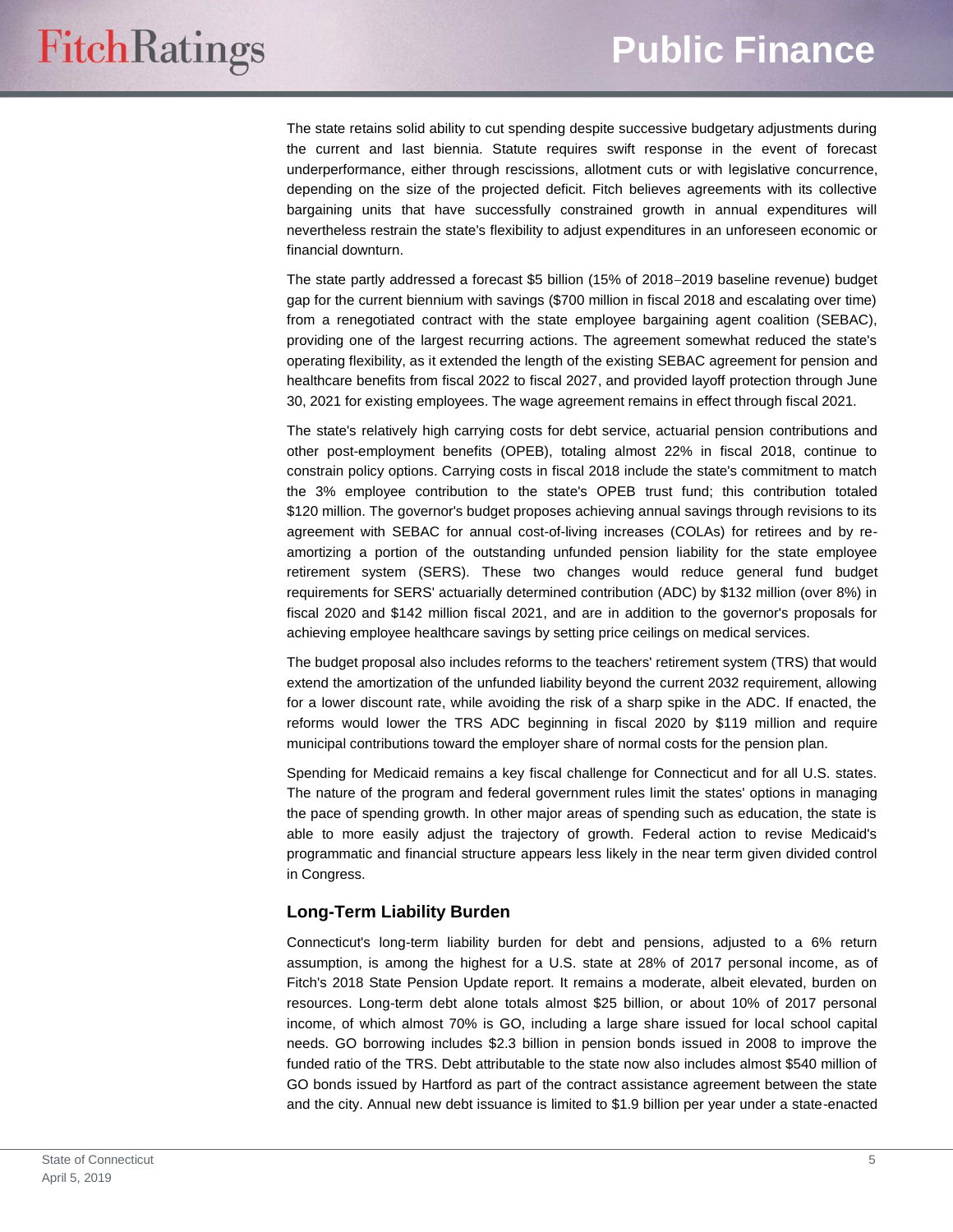The state retains solid ability to cut spending despite successive budgetary adjustments during the current and last biennia. Statute requires swift response in the event of forecast underperformance, either through rescissions, allotment cuts or with legislative concurrence, depending on the size of the projected deficit. Fitch believes agreements with its collective bargaining units that have successfully constrained growth in annual expenditures will nevertheless restrain the state's flexibility to adjust expenditures in an unforeseen economic or financial downturn.

The state partly addressed a forecast $5 billion (15% of 2018–2019 baseline revenue) budget gap for the current biennium with savings ($700 million in fiscal 2018 and escalating over time) from a renegotiated contract with the state employee bargaining agent coalition (SEBAC), providing one of the largest recurring actions. The agreement somewhat reduced the state's operating flexibility, as it extended the length of the existing SEBAC agreement for pension and healthcare benefits from fiscal 2022 to fiscal 2027, and provided layoff protection through June 30, 2021 for existing employees. The wage agreement remains in effect through fiscal 2021.

The state's relatively high carrying costs for debt service, actuarial pension contributions and other post-employment benefits (OPEB), totaling almost 22% in fiscal 2018, continue to constrain policy options. Carrying costs in fiscal 2018 include the state's commitment to match the 3% employee contribution to the state's OPEB trust fund; this contribution totaled $120 million. The governor's budget proposes achieving annual savings through revisions to its agreement with SEBAC for annual cost-of-living increases (COLAs) for retirees and by re-amortizing a portion of the outstanding unfunded pension liability for the state employee retirement system (SERS). These two changes would reduce general fund budget requirements for SERS' actuarially determined contribution (ADC) by $132 million (over 8%) in fiscal 2020 and $142 million fiscal 2021, and are in addition to the governor's proposals for achieving employee healthcare savings by setting price ceilings on medical services.

The budget proposal also includes reforms to the teachers' retirement system (TRS) that would extend the amortization of the unfunded liability beyond the current 2032 requirement, allowing for a lower discount rate, while avoiding the risk of a sharp spike in the ADC. If enacted, the reforms would lower the TRS ADC beginning in fiscal 2020 by $119 million and require municipal contributions toward the employer share of normal costs for the pension plan.

Spending for Medicaid remains a key fiscal challenge for Connecticut and for all U.S. states. The nature of the program and federal government rules limit the states' options in managing the pace of spending growth. In other major areas of spending such as education, the state is able to more easily adjust the trajectory of growth. Federal action to revise Medicaid's programmatic and financial structure appears less likely in the near term given divided control in Congress.

## Long-Term Liability Burden

Connecticut's long-term liability burden for debt and pensions, adjusted to a 6% return assumption, is among the highest for a U.S. state at 28% of 2017 personal income, as of Fitch's 2018 State Pension Update report. It remains a moderate, albeit elevated, burden on resources. Long-term debt alone totals almost $25 billion, or about 10% of 2017 personal income, of which almost 70% is GO, including a large share issued for local school capital needs. GO borrowing includes $2.3 billion in pension bonds issued in 2008 to improve the funded ratio of the TRS. Debt attributable to the state now also includes almost $540 million of GO bonds issued by Hartford as part of the contract assistance agreement between the state and the city. Annual new debt issuance is limited to $1.9 billion per year under a state-enacted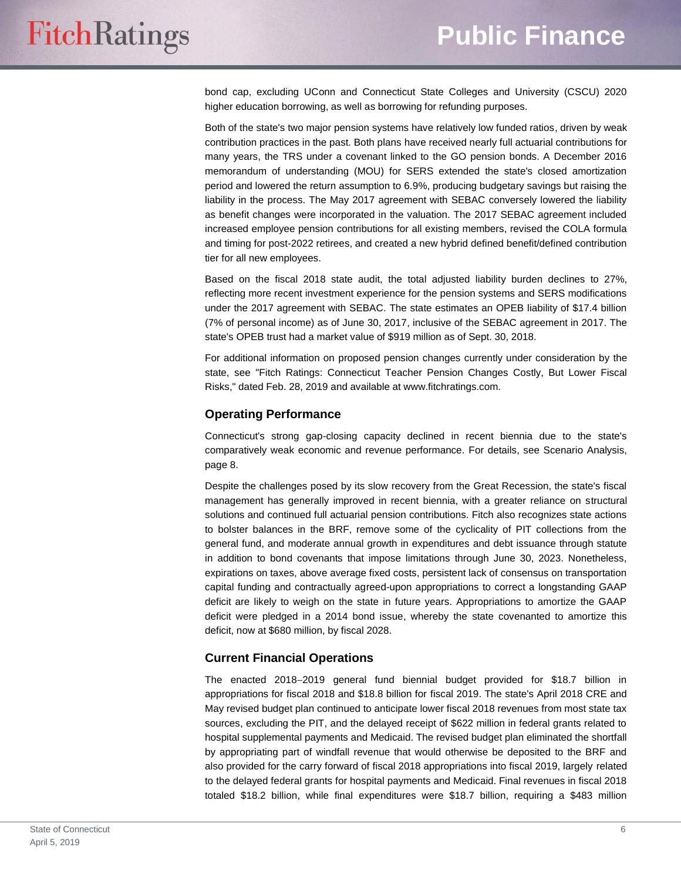bond cap, excluding UConn and Connecticut State Colleges and University (CSCU) 2020 higher education borrowing, as well as borrowing for refunding purposes.

Both of the state's two major pension systems have relatively low funded ratios, driven by weak contribution practices in the past. Both plans have received nearly full actuarial contributions for many years, the TRS under a covenant linked to the GO pension bonds. A December 2016 memorandum of understanding (MOU) for SERS extended the state's closed amortization period and lowered the return assumption to 6.9%, producing budgetary savings but raising the liability in the process. The May 2017 agreement with SEBAC conversely lowered the liability as benefit changes were incorporated in the valuation. The 2017 SEBAC agreement included increased employee pension contributions for all existing members, revised the COLA formula and timing for post-2022 retirees, and created a new hybrid defined benefit/defined contribution tier for all new employees.

Based on the fiscal 2018 state audit, the total adjusted liability burden declines to 27%, reflecting more recent investment experience for the pension systems and SERS modifications under the 2017 agreement with SEBAC. The state estimates an OPEB liability of $17.4 billion (7% of personal income) as of June 30, 2017, inclusive of the SEBAC agreement in 2017. The state's OPEB trust had a market value of $919 million as of Sept. 30, 2018.

For additional information on proposed pension changes currently under consideration by the state, see "Fitch Ratings: Connecticut Teacher Pension Changes Costly, But Lower Fiscal Risks," dated Feb. 28, 2019 and available at www.fitchratings.com.

## Operating Performance

Connecticut's strong gap-closing capacity declined in recent biennia due to the state's comparatively weak economic and revenue performance. For details, see Scenario Analysis, page 8.

Despite the challenges posed by its slow recovery from the Great Recession, the state's fiscal management has generally improved in recent biennia, with a greater reliance on structural solutions and continued full actuarial pension contributions. Fitch also recognizes state actions to bolster balances in the BRF, remove some of the cyclicality of PIT collections from the general fund, and moderate annual growth in expenditures and debt issuance through statute in addition to bond covenants that impose limitations through June 30, 2023. Nonetheless, expirations on taxes, above average fixed costs, persistent lack of consensus on transportation capital funding and contractually agreed-upon appropriations to correct a longstanding GAAP deficit are likely to weigh on the state in future years. Appropriations to amortize the GAAP deficit were pledged in a 2014 bond issue, whereby the state covenanted to amortize this deficit, now at $680 million, by fiscal 2028.

## Current Financial Operations

The enacted 2018–2019 general fund biennial budget provided for $18.7 billion in appropriations for fiscal 2018 and $18.8 billion for fiscal 2019. The state's April 2018 CRE and May revised budget plan continued to anticipate lower fiscal 2018 revenues from most state tax sources, excluding the PIT, and the delayed receipt of $622 million in federal grants related to hospital supplemental payments and Medicaid. The revised budget plan eliminated the shortfall by appropriating part of windfall revenue that would otherwise be deposited to the BRF and also provided for the carry forward of fiscal 2018 appropriations into fiscal 2019, largely related to the delayed federal grants for hospital payments and Medicaid. Final revenues in fiscal 2018 totaled $18.2 billion, while final expenditures were $18.7 billion, requiring a $483 million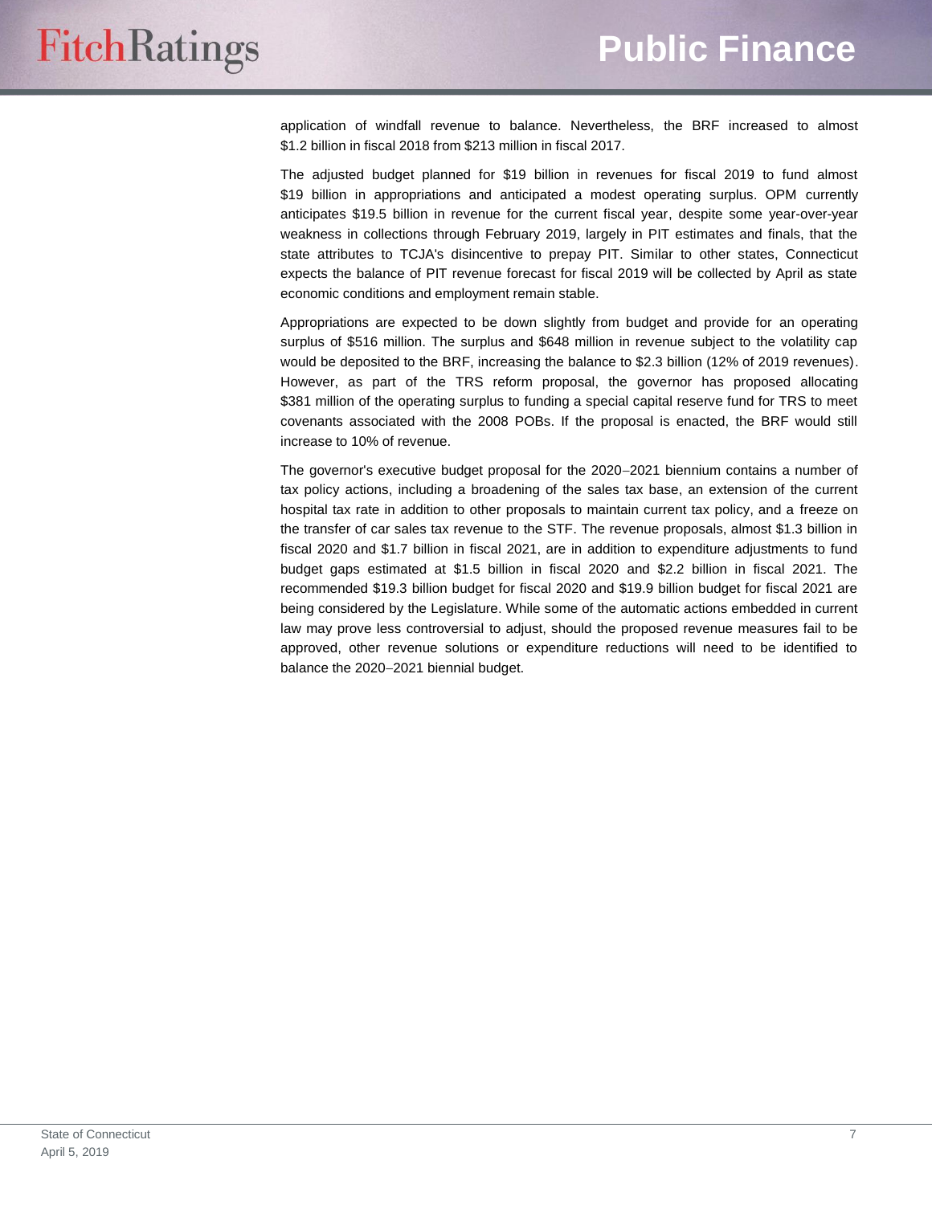application of windfall revenue to balance. Nevertheless, the BRF increased to almost $1.2 billion in fiscal 2018 from $213 million in fiscal 2017.

The adjusted budget planned for $19 billion in revenues for fiscal 2019 to fund almost $19 billion in appropriations and anticipated a modest operating surplus. OPM currently anticipates $19.5 billion in revenue for the current fiscal year, despite some year-over-year weakness in collections through February 2019, largely in PIT estimates and finals, that the state attributes to TCJA's disincentive to prepay PIT. Similar to other states, Connecticut expects the balance of PIT revenue forecast for fiscal 2019 will be collected by April as state economic conditions and employment remain stable.

Appropriations are expected to be down slightly from budget and provide for an operating surplus of $516 million. The surplus and $648 million in revenue subject to the volatility cap would be deposited to the BRF, increasing the balance to $2.3 billion (12% of 2019 revenues). However, as part of the TRS reform proposal, the governor has proposed allocating $381 million of the operating surplus to funding a special capital reserve fund for TRS to meet covenants associated with the 2008 POBs. If the proposal is enacted, the BRF would still increase to 10% of revenue.

The governor's executive budget proposal for the 2020−2021 biennium contains a number of tax policy actions, including a broadening of the sales tax base, an extension of the current hospital tax rate in addition to other proposals to maintain current tax policy, and a freeze on the transfer of car sales tax revenue to the STF. The revenue proposals, almost $1.3 billion in fiscal 2020 and $1.7 billion in fiscal 2021, are in addition to expenditure adjustments to fund budget gaps estimated at $1.5 billion in fiscal 2020 and $2.2 billion in fiscal 2021. The recommended $19.3 billion budget for fiscal 2020 and $19.9 billion budget for fiscal 2021 are being considered by the Legislature. While some of the automatic actions embedded in current law may prove less controversial to adjust, should the proposed revenue measures fail to be approved, other revenue solutions or expenditure reductions will need to be identified to balance the 2020−2021 biennial budget.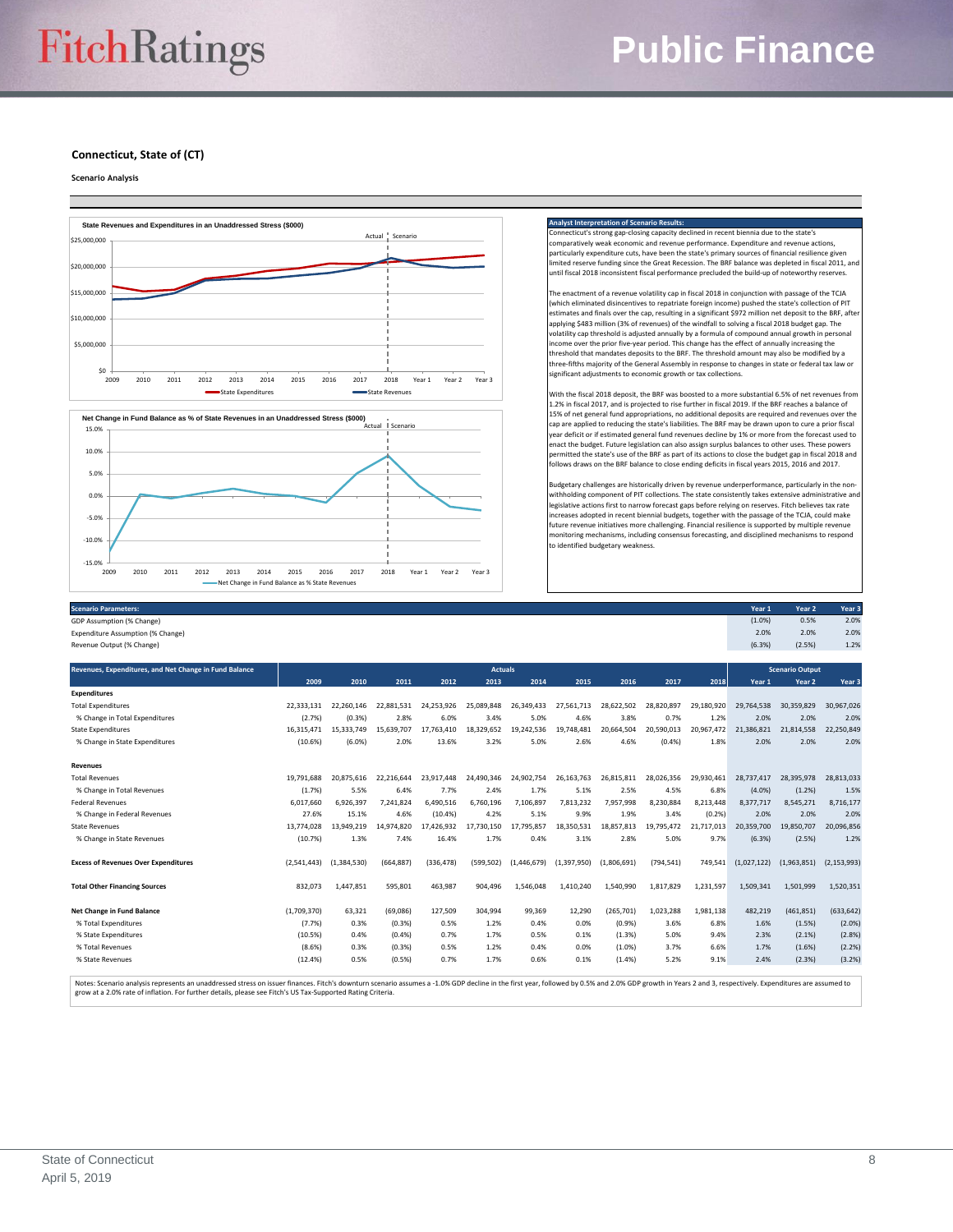## Connecticut, State of (CT)

### Scenario Analysis

**Analyst Interpretation of Scenario Results:**

Connecticut's strong gap-closing capacity declined in recent biennia due to the state's comparatively weak economic and revenue performance. Expenditure and revenue actions, particularly expenditure cuts, have been the state's primary sources of financial resilience given limited reserve funding since the Great Recession. The BRF balance was depleted in fiscal 2011, and until fiscal 2018 inconsistent fiscal performance precluded the build-up of noteworthy reserves.

The enactment of a revenue volatility cap in fiscal 2018 in conjunction with passage of the TCJA (which eliminated disincentives to repatriate foreign income) pushed the state's collection of PIT estimates and finals over the cap, resulting in a significant $972 million net deposit to the BRF, after applying $483 million (3% of revenues) of the windfall to solving a fiscal 2018 budget gap. The volatility cap threshold is adjusted annually by a formula of compound annual growth in personal income over the prior five-year period. This change has the effect of annually increasing the threshold that mandates deposits to the BRF. The threshold amount may also be modified by a three-fifths majority of the General Assembly in response to changes in state or federal tax law or significant adjustments to economic growth or tax collections.

With the fiscal 2018 deposit, the BRF was boosted to a more substantial 6.5% of net revenues from 1.2% in fiscal 2017, and is projected to rise further in fiscal 2019. If the BRF reaches a balance of 15% of net general fund appropriations, no additional deposits are required and revenues over the cap are applied to reducing the state's liabilities. The BRF may be drawn upon to cure a prior fiscal year deficit or if estimated general fund revenues decline by 1% or more from the forecast used to enact the budget. Future legislation can also assign surplus balances to other uses. These powers permitted the state's use of the BRF as part of its actions to close the budget gap in fiscal 2018 and follows draws on the BRF balance to close ending deficits in fiscal years 2015, 2016 and 2017.

Budgetary challenges are historically driven by revenue underperformance, particularly in the non-withholding component of PIT collections. The state consistently takes extensive administrative and legislative actions first to narrow forecast gaps before relying on reserves. Fitch believes tax rate increases adopted in recent biennial budgets, together with the passage of the TCJA, could make future revenue initiatives more challenging. Financial resilience is supported by multiple revenue monitoring mechanisms, including consensus forecasting, and disciplined mechanisms to respond to identified budgetary weakness.

| Scenario Parameters: | Year 1 | Year 2 | Year 3 |
|---|---|---|---|
| GDP Assumption (% Change) | (1.0%) | 0.5% | 2.0% |
| Expenditure Assumption (% Change) | 2.0% | 2.0% | 2.0% |
| Revenue Output (% Change) | (6.3%) | (2.5%) | 1.2% |

| Revenues, Expenditures, and Net Change in Fund Balance | Actuals | | | | | | | | | | Scenario Output | | |
|---|---|---|---|---|---|---|---|---|---|---|---|---|---|
| | 2009 | 2010 | 2011 | 2012 | 2013 | 2014 | 2015 | 2016 | 2017 | 2018 | Year 1 | Year 2 | Year 3 |
| **Expenditures** | | | | | | | | | | | | | |
| Total Expenditures | 22,333,131 | 22,260,146 | 22,881,531 | 24,253,926 | 25,089,848 | 26,349,433 | 27,561,713 | 28,622,502 | 28,820,897 | 29,180,920 | 29,764,538 | 30,359,829 | 30,967,026 |
| % Change in Total Expenditures | (2.7%) | (0.3%) | 2.8% | 6.0% | 3.4% | 5.0% | 4.6% | 3.8% | 0.7% | 1.2% | 2.0% | 2.0% | 2.0% |
| State Expenditures | 16,315,471 | 15,333,749 | 15,639,707 | 17,763,410 | 18,329,652 | 19,242,536 | 19,748,481 | 20,664,504 | 20,590,013 | 20,967,472 | 21,386,821 | 21,814,558 | 22,250,849 |
| % Change in State Expenditures | (10.6%) | (6.0%) | 2.0% | 13.6% | 3.2% | 5.0% | 2.6% | 4.6% | (0.4%) | 1.8% | 2.0% | 2.0% | 2.0% |
| **Revenues** | | | | | | | | | | | | | |
| Total Revenues | 19,791,688 | 20,875,616 | 22,216,644 | 23,917,448 | 24,490,346 | 24,902,754 | 26,163,763 | 26,815,811 | 28,026,356 | 29,930,461 | 28,737,417 | 28,395,978 | 28,813,033 |
| % Change in Total Revenues | (1.7%) | 5.5% | 6.4% | 7.7% | 2.4% | 1.7% | 5.1% | 2.5% | 4.5% | 6.8% | (4.0%) | (1.2%) | 1.5% |
| Federal Revenues | 6,017,660 | 6,926,397 | 7,241,824 | 6,490,516 | 6,760,196 | 7,106,897 | 7,813,232 | 7,957,998 | 8,230,884 | 8,213,448 | 8,377,717 | 8,545,271 | 8,716,177 |
| % Change in Federal Revenues | 27.6% | 15.1% | 4.6% | (10.4%) | 4.2% | 5.1% | 9.9% | 1.9% | 3.4% | (0.2%) | 2.0% | 2.0% | 2.0% |
| State Revenues | 13,774,028 | 13,949,219 | 14,974,820 | 17,426,932 | 17,730,150 | 17,795,857 | 18,350,531 | 18,857,813 | 19,795,472 | 21,717,013 | 20,359,700 | 19,850,707 | 20,096,856 |
| % Change in State Revenues | (10.7%) | 1.3% | 7.4% | 16.4% | 1.7% | 0.4% | 3.1% | 2.8% | 5.0% | 9.7% | (6.3%) | (2.5%) | 1.2% |
| **Excess of Revenues Over Expenditures** | (2,541,443) | (1,384,530) | (664,887) | (336,478) | (599,502) | (1,446,679) | (1,397,950) | (1,806,691) | (794,541) | 749,541 | (1,027,122) | (1,963,851) | (2,153,993) |
| **Total Other Financing Sources** | 832,073 | 1,447,851 | 595,801 | 463,987 | 904,496 | 1,546,048 | 1,410,240 | 1,540,990 | 1,817,829 | 1,231,597 | 1,509,341 | 1,501,999 | 1,520,351 |
| **Net Change in Fund Balance** | (1,709,370) | 63,321 | (69,086) | 127,509 | 304,994 | 99,369 | 12,290 | (265,701) | 1,023,288 | 1,981,138 | 482,219 | (461,851) | (633,642) |
| % Total Expenditures | (7.7%) | 0.3% | (0.3%) | 0.5% | 1.2% | 0.4% | 0.0% | (0.9%) | 3.6% | 6.8% | 1.6% | (1.5%) | (2.0%) |
| % State Expenditures | (10.5%) | 0.4% | (0.4%) | 0.7% | 1.7% | 0.5% | 0.1% | (1.3%) | 5.0% | 9.4% | 2.3% | (2.1%) | (2.8%) |
| % Total Revenues | (8.6%) | 0.3% | (0.3%) | 0.5% | 1.2% | 0.4% | 0.0% | (1.0%) | 3.7% | 6.6% | 1.7% | (1.6%) | (2.2%) |
| % State Revenues | (12.4%) | 0.5% | (0.5%) | 0.7% | 1.7% | 0.6% | 0.1% | (1.4%) | 5.2% | 9.1% | 2.4% | (2.3%) | (3.2%) |

Notes: Scenario analysis represents an unaddressed stress on issuer finances. Fitch's downturn scenario assumes a -1.0% GDP decline in the first year, followed by 0.5% and 2.0% GDP growth in Years 2 and 3, respectively. Expenditures are assumed to grow at a 2.0% rate of inflation. For further details, please see Fitch's US Tax-Supported Rating Criteria.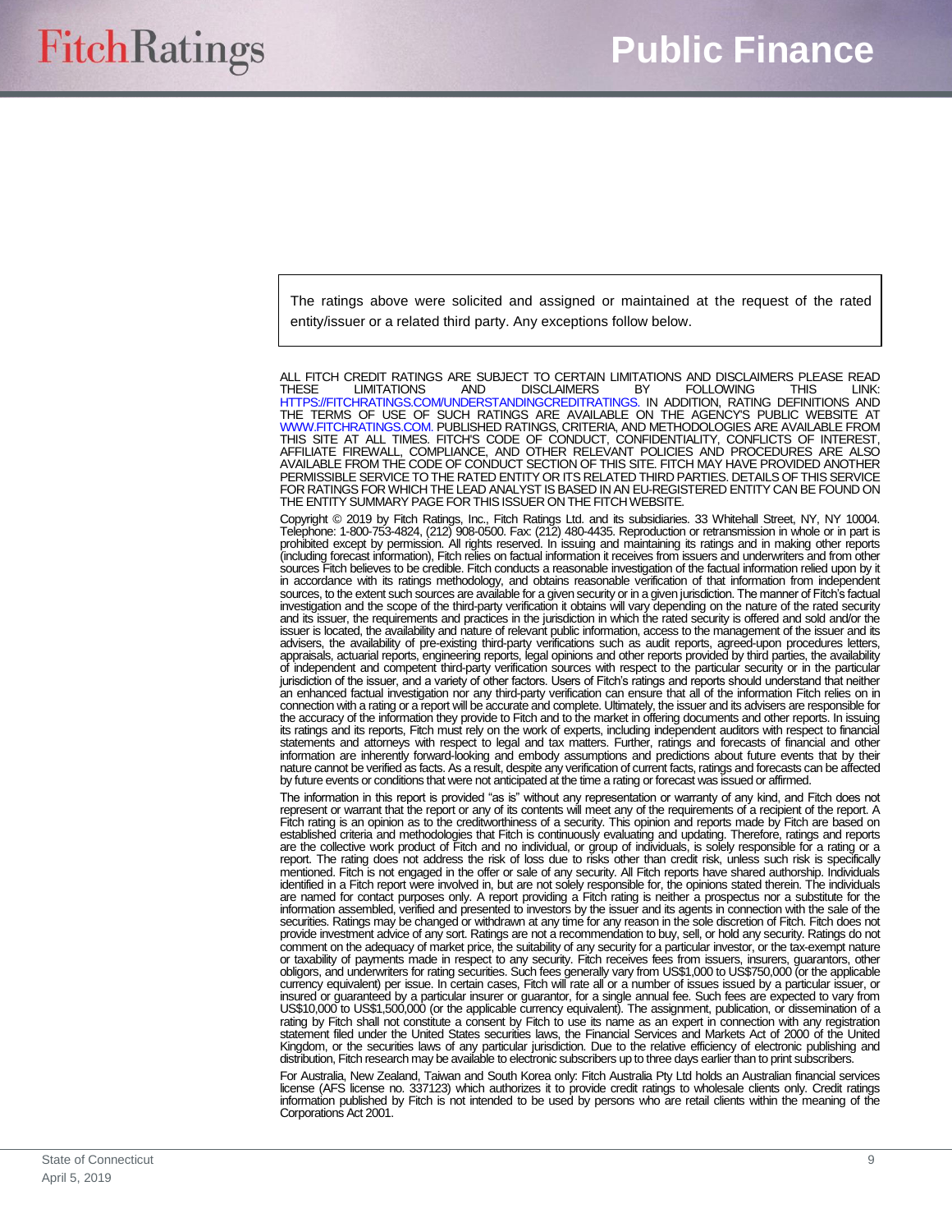The ratings above were solicited and assigned or maintained at the request of the rated entity/issuer or a related third party. Any exceptions follow below.

ALL FITCH CREDIT RATINGS ARE SUBJECT TO CERTAIN LIMITATIONS AND DISCLAIMERS PLEASE READ THESE LIMITATIONS AND DISCLAIMERS BY FOLLOWING THIS LINK: HTTPS://FITCHRATINGS.COM/UNDERSTANDINGCREDITRATINGS. IN ADDITION, RATING DEFINITIONS AND THE TERMS OF USE OF SUCH RATINGS ARE AVAILABLE ON THE AGENCY'S PUBLIC WEBSITE AT WWW.FITCHRATINGS.COM. PUBLISHED RATINGS, CRITERIA, AND METHODOLOGIES ARE AVAILABLE FROM THIS SITE AT ALL TIMES. FITCH'S CODE OF CONDUCT, CONFIDENTIALITY, CONFLICTS OF INTEREST, AFFILIATE FIREWALL, COMPLIANCE, AND OTHER RELEVANT POLICIES AND PROCEDURES ARE ALSO AVAILABLE FROM THE CODE OF CONDUCT SECTION OF THIS SITE. FITCH MAY HAVE PROVIDED ANOTHER PERMISSIBLE SERVICE TO THE RATED ENTITY OR ITS RELATED THIRD PARTIES. DETAILS OF THIS SERVICE FOR RATINGS FOR WHICH THE LEAD ANALYST IS BASED IN AN EU-REGISTERED ENTITY CAN BE FOUND ON THE ENTITY SUMMARY PAGE FOR THIS ISSUER ON THE FITCH WEBSITE.

Copyright © 2019 by Fitch Ratings, Inc., Fitch Ratings Ltd. and its subsidiaries. 33 Whitehall Street, NY, NY 10004. Telephone: 1-800-753-4824, (212) 908-0500. Fax: (212) 480-4435. Reproduction or retransmission in whole or in part is prohibited except by permission. All rights reserved. In issuing and maintaining its ratings and in making other reports (including forecast information), Fitch relies on factual information it receives from issuers and underwriters and from other sources Fitch believes to be credible. Fitch conducts a reasonable investigation of the factual information relied upon by it in accordance with its ratings methodology, and obtains reasonable verification of that information from independent sources, to the extent such sources are available for a given security or in a given jurisdiction. The manner of Fitch's factual investigation and the scope of the third-party verification it obtains will vary depending on the nature of the rated security and its issuer, the requirements and practices in the jurisdiction in which the rated security is offered and sold and/or the issuer is located, the availability and nature of relevant public information, access to the management of the issuer and its advisers, the availability of pre-existing third-party verifications such as audit reports, agreed-upon procedures letters, appraisals, actuarial reports, engineering reports, legal opinions and other reports provided by third parties, the availability of independent and competent third-party verification sources with respect to the particular security or in the particular jurisdiction of the issuer, and a variety of other factors. Users of Fitch's ratings and reports should understand that neither an enhanced factual investigation nor any third-party verification can ensure that all of the information Fitch relies on in connection with a rating or a report will be accurate and complete. Ultimately, the issuer and its advisers are responsible for the accuracy of the information they provide to Fitch and to the market in offering documents and other reports. In issuing its ratings and its reports, Fitch must rely on the work of experts, including independent auditors with respect to financial statements and attorneys with respect to legal and tax matters. Further, ratings and forecasts of financial and other information are inherently forward-looking and embody assumptions and predictions about future events that by their nature cannot be verified as facts. As a result, despite any verification of current facts, ratings and forecasts can be affected by future events or conditions that were not anticipated at the time a rating or forecast was issued or affirmed.

The information in this report is provided "as is" without any representation or warranty of any kind, and Fitch does not represent or warrant that the report or any of its contents will meet any of the requirements of a recipient of the report. A Fitch rating is an opinion as to the creditworthiness of a security. This opinion and reports made by Fitch are based on established criteria and methodologies that Fitch is continuously evaluating and updating. Therefore, ratings and reports are the collective work product of Fitch and no individual, or group of individuals, is solely responsible for a rating or a report. The rating does not address the risk of loss due to risks other than credit risk, unless such risk is specifically mentioned. Fitch is not engaged in the offer or sale of any security. All Fitch reports have shared authorship. Individuals identified in a Fitch report were involved in, but are not solely responsible for, the opinions stated therein. The individuals are named for contact purposes only. A report providing a Fitch rating is neither a prospectus nor a substitute for the information assembled, verified and presented to investors by the issuer and its agents in connection with the sale of the securities. Ratings may be changed or withdrawn at any time for any reason in the sole discretion of Fitch. Fitch does not provide investment advice of any sort. Ratings are not a recommendation to buy, sell, or hold any security. Ratings do not comment on the adequacy of market price, the suitability of any security for a particular investor, or the tax-exempt nature or taxability of payments made in respect to any security. Fitch receives fees from issuers, insurers, guarantors, other obligors, and underwriters for rating securities. Such fees generally vary from US$1,000 to US$750,000 (or the applicable currency equivalent) per issue. In certain cases, Fitch will rate all or a number of issues issued by a particular issuer, or insured or guaranteed by a particular insurer or guarantor, for a single annual fee. Such fees are expected to vary from US$10,000 to US$1,500,000 (or the applicable currency equivalent). The assignment, publication, or dissemination of a rating by Fitch shall not constitute a consent by Fitch to use its name as an expert in connection with any registration statement filed under the United States securities laws, the Financial Services and Markets Act of 2000 of the United Kingdom, or the securities laws of any particular jurisdiction. Due to the relative efficiency of electronic publishing and distribution, Fitch research may be available to electronic subscribers up to three days earlier than to print subscribers.

For Australia, New Zealand, Taiwan and South Korea only: Fitch Australia Pty Ltd holds an Australian financial services license (AFS license no. 337123) which authorizes it to provide credit ratings to wholesale clients only. Credit ratings information published by Fitch is not intended to be used by persons who are retail clients within the meaning of the Corporations Act 2001.